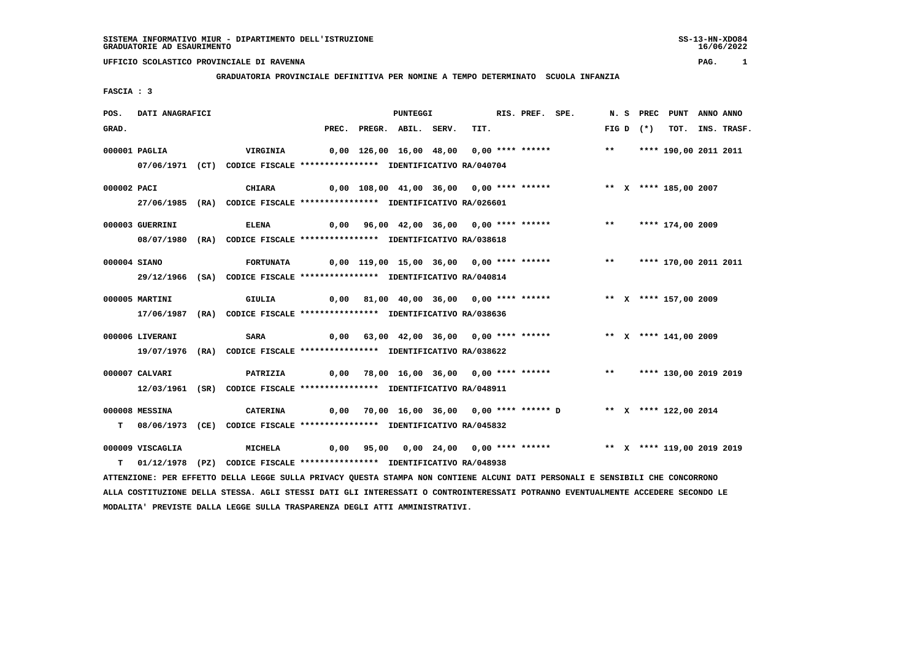SISTEMA INFORMATIVO MIUR - DIPARTIMENTO DELL'ISTRUZIONE
GRADUATORIE AD ESAURIMENTO

UFFICIO SCOLASTICO PROVINCIALE DI RAVENNA

**GRADUATORIA PROVINCIALE DEFINITIVA PER NOMINE A TEMPO DETERMINATO SCUOLA INFANZIA**

FASCIA : 3

| POS. GRAD. | DATI ANAGRAFICI | | PREC. | PREGR. | ABIL. | SERV. | TIT. | RIS. PREF. SPE. | N. S FIG D | PREC (*) | PUNT TOT. | ANNO INS. | ANNO TRASF. |
|---|---|---|---|---|---|---|---|---|---|---|---|---|---|
| 000001 | PAGLIA | VIRGINIA | 0,00 | 126,00 | 16,00 | 48,00 | 0,00 | **** ****** | ** | **** | 190,00 | 2011 | 2011 |
| | 07/06/1971 (CT) CODICE FISCALE **************** IDENTIFICATIVO RA/040704 | | | | | | | | | | | | |
| 000002 | PACI | CHIARA | 0,00 | 108,00 | 41,00 | 36,00 | 0,00 | **** ****** | ** X | **** | 185,00 | 2007 | |
| | 27/06/1985 (RA) CODICE FISCALE **************** IDENTIFICATIVO RA/026601 | | | | | | | | | | | | |
| 000003 | GUERRINI | ELENA | 0,00 | 96,00 | 42,00 | 36,00 | 0,00 | **** ****** | ** | **** | 174,00 | 2009 | |
| | 08/07/1980 (RA) CODICE FISCALE **************** IDENTIFICATIVO RA/038618 | | | | | | | | | | | | |
| 000004 | SIANO | FORTUNATA | 0,00 | 119,00 | 15,00 | 36,00 | 0,00 | **** ****** | ** | **** | 170,00 | 2011 | 2011 |
| | 29/12/1966 (SA) CODICE FISCALE **************** IDENTIFICATIVO RA/040814 | | | | | | | | | | | | |
| 000005 | MARTINI | GIULIA | 0,00 | 81,00 | 40,00 | 36,00 | 0,00 | **** ****** | ** X | **** | 157,00 | 2009 | |
| | 17/06/1987 (RA) CODICE FISCALE **************** IDENTIFICATIVO RA/038636 | | | | | | | | | | | | |
| 000006 | LIVERANI | SARA | 0,00 | 63,00 | 42,00 | 36,00 | 0,00 | **** ****** | ** X | **** | 141,00 | 2009 | |
| | 19/07/1976 (RA) CODICE FISCALE **************** IDENTIFICATIVO RA/038622 | | | | | | | | | | | | |
| 000007 | CALVARI | PATRIZIA | 0,00 | 78,00 | 16,00 | 36,00 | 0,00 | **** ****** | ** | **** | 130,00 | 2019 | 2019 |
| | 12/03/1961 (SR) CODICE FISCALE **************** IDENTIFICATIVO RA/048911 | | | | | | | | | | | | |
| 000008 | MESSINA | CATERINA | 0,00 | 70,00 | 16,00 | 36,00 | 0,00 | **** ****** D | ** X | **** | 122,00 | 2014 | |
| T | 08/06/1973 (CE) CODICE FISCALE **************** IDENTIFICATIVO RA/045832 | | | | | | | | | | | | |
| 000009 | VISCAGLIA | MICHELA | 0,00 | 95,00 | 0,00 | 24,00 | 0,00 | **** ****** | ** X | **** | 119,00 | 2019 | 2019 |
| T | 01/12/1978 (PZ) CODICE FISCALE **************** IDENTIFICATIVO RA/048938 | | | | | | | | | | | | |

ATTENZIONE: PER EFFETTO DELLA LEGGE SULLA PRIVACY QUESTA STAMPA NON CONTIENE ALCUNI DATI PERSONALI E SENSIBILI CHE CONCORRONO ALLA COSTITUZIONE DELLA STESSA. AGLI STESSI DATI GLI INTERESSATI O CONTROINTERESSATI POTRANNO EVENTUALMENTE ACCEDERE SECONDO LE MODALITA' PREVISTE DALLA LEGGE SULLA TRASPARENZA DEGLI ATTI AMMINISTRATIVI.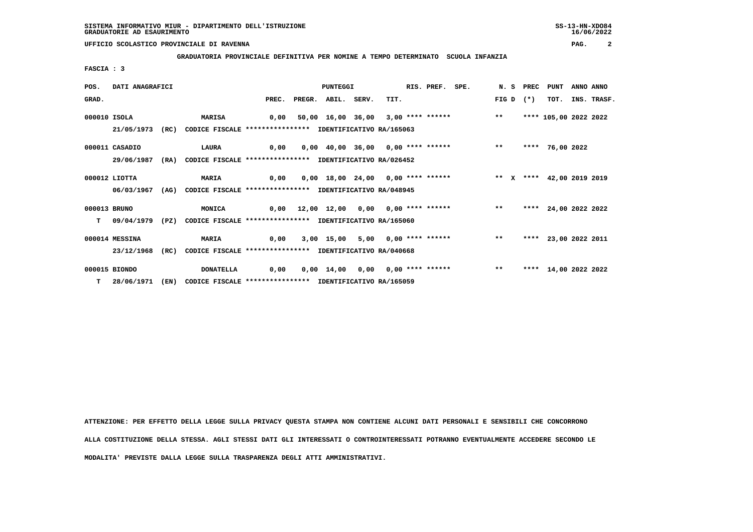SISTEMA INFORMATIVO MIUR - DIPARTIMENTO DELL'ISTRUZIONE
GRADUATORIE AD ESAURIMENTO

UFFICIO SCOLASTICO PROVINCIALE DI RAVENNA

**GRADUATORIA PROVINCIALE DEFINITIVA PER NOMINE A TEMPO DETERMINATO SCUOLA INFANZIA**

**FASCIA : 3**

| POS. GRAD. | DATI ANAGRAFICI | | PREC. | PREGR. | ABIL. | SERV. | TIT. | RIS. PREF. SPE. | N. S FIG D | PREC (*) | PUNT TOT. | ANNO INS. | ANNO TRASF. |
|---|---|---|---|---|---|---|---|---|---|---|---|---|---|
| 000010 | ISOLA | MARISA | 0,00 | 50,00 | 16,00 | 36,00 | 3,00 | **** ****** | ** | **** | 105,00 | 2022 | 2022 |
| | 21/05/1973 (RC) | CODICE FISCALE **************** IDENTIFICATIVO RA/165063 | | | | | | | | | | | |
| 000011 | CASADIO | LAURA | 0,00 | 0,00 | 40,00 | 36,00 | 0,00 | **** ****** | ** | **** | 76,00 | 2022 | |
| | 29/06/1987 (RA) | CODICE FISCALE **************** IDENTIFICATIVO RA/026452 | | | | | | | | | | | |
| 000012 | LIOTTA | MARIA | 0,00 | 0,00 | 18,00 | 24,00 | 0,00 | **** ****** | ** X | **** | 42,00 | 2019 | 2019 |
| | 06/03/1967 (AG) | CODICE FISCALE **************** IDENTIFICATIVO RA/048945 | | | | | | | | | | | |
| 000013 | BRUNO | MONICA | 0,00 | 12,00 | 12,00 | 0,00 | 0,00 | **** ****** | ** | **** | 24,00 | 2022 | 2022 |
| T | 09/04/1979 (PZ) | CODICE FISCALE **************** IDENTIFICATIVO RA/165060 | | | | | | | | | | | |
| 000014 | MESSINA | MARIA | 0,00 | 3,00 | 15,00 | 5,00 | 0,00 | **** ****** | ** | **** | 23,00 | 2022 | 2011 |
| | 23/12/1968 (RC) | CODICE FISCALE **************** IDENTIFICATIVO RA/040668 | | | | | | | | | | | |
| 000015 | BIONDO | DONATELLA | 0,00 | 0,00 | 14,00 | 0,00 | 0,00 | **** ****** | ** | **** | 14,00 | 2022 | 2022 |
| T | 28/06/1971 (EN) | CODICE FISCALE **************** IDENTIFICATIVO RA/165059 | | | | | | | | | | | |

ATTENZIONE: PER EFFETTO DELLA LEGGE SULLA PRIVACY QUESTA STAMPA NON CONTIENE ALCUNI DATI PERSONALI E SENSIBILI CHE CONCORRONO ALLA COSTITUZIONE DELLA STESSA. AGLI STESSI DATI GLI INTERESSATI O CONTROINTERESSATI POTRANNO EVENTUALMENTE ACCEDERE SECONDO LE MODALITA' PREVISTE DALLA LEGGE SULLA TRASPARENZA DEGLI ATTI AMMINISTRATIVI.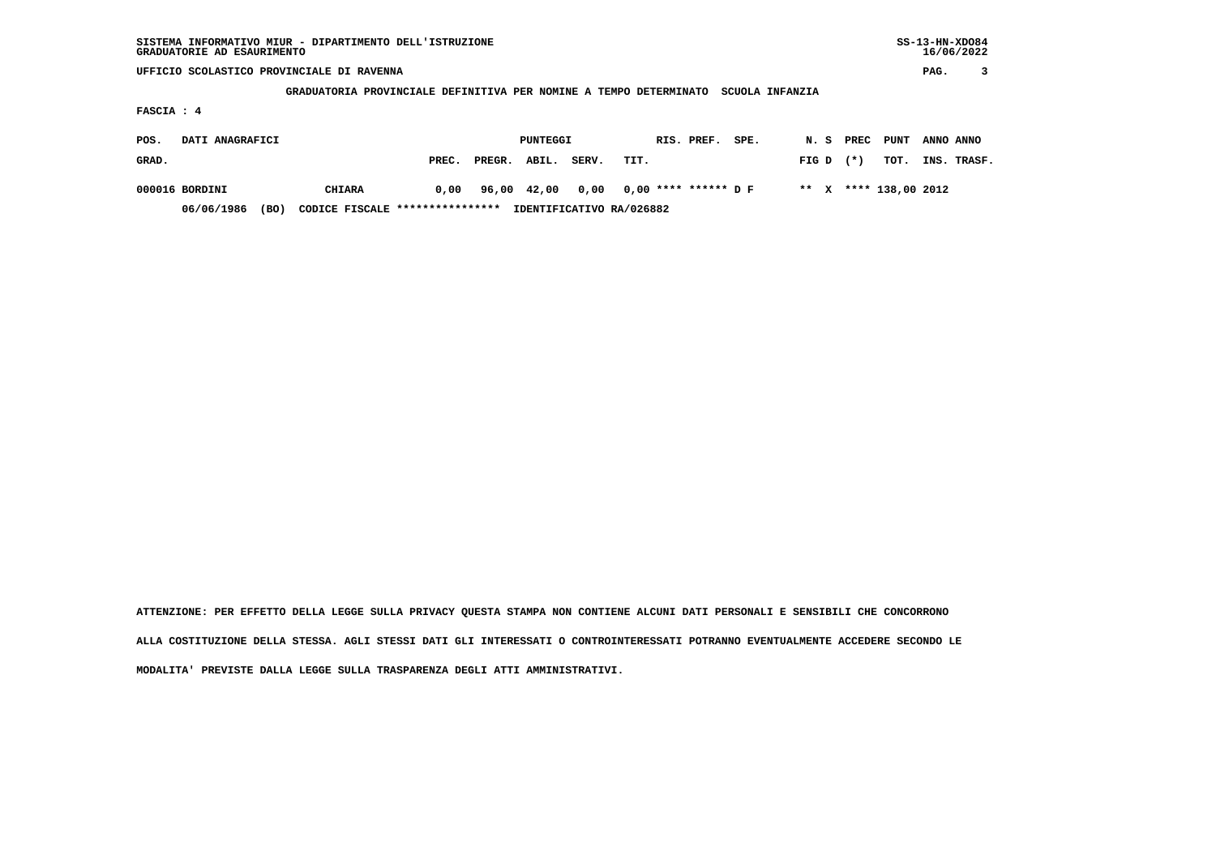SISTEMA INFORMATIVO MIUR - DIPARTIMENTO DELL'ISTRUZIONE
GRADUATORIE AD ESAURIMENTO

UFFICIO SCOLASTICO PROVINCIALE DI RAVENNA

GRADUATORIA PROVINCIALE DEFINITIVA PER NOMINE A TEMPO DETERMINATO SCUOLA INFANZIA

FASCIA : 4

| POS. GRAD. | DATI ANAGRAFICI | | PUNTEGGI PREC. | PREGR. | ABIL. | SERV. | TIT. | RIS. | PREF. | SPE. | N. FIG | S D | PREC (*) | PUNT TOT. | ANNO INS. | ANNO TRASF. |
|---|---|---|---|---|---|---|---|---|---|---|---|---|---|---|---|---|
| 000016 | BORDINI | CHIARA | 0,00 | 96,00 | 42,00 | 0,00 | 0,00 | **** | ****** | D F | ** | X | **** | 138,00 | 2012 | |
| | 06/06/1986 (BO) | CODICE FISCALE **************** | IDENTIFICATIVO RA/026882 | | | | | | | | | | | | | |

ATTENZIONE: PER EFFETTO DELLA LEGGE SULLA PRIVACY QUESTA STAMPA NON CONTIENE ALCUNI DATI PERSONALI E SENSIBILI CHE CONCORRONO ALLA COSTITUZIONE DELLA STESSA. AGLI STESSI DATI GLI INTERESSATI O CONTROINTERESSATI POTRANNO EVENTUALMENTE ACCEDERE SECONDO LE MODALITA' PREVISTE DALLA LEGGE SULLA TRASPARENZA DEGLI ATTI AMMINISTRATIVI.